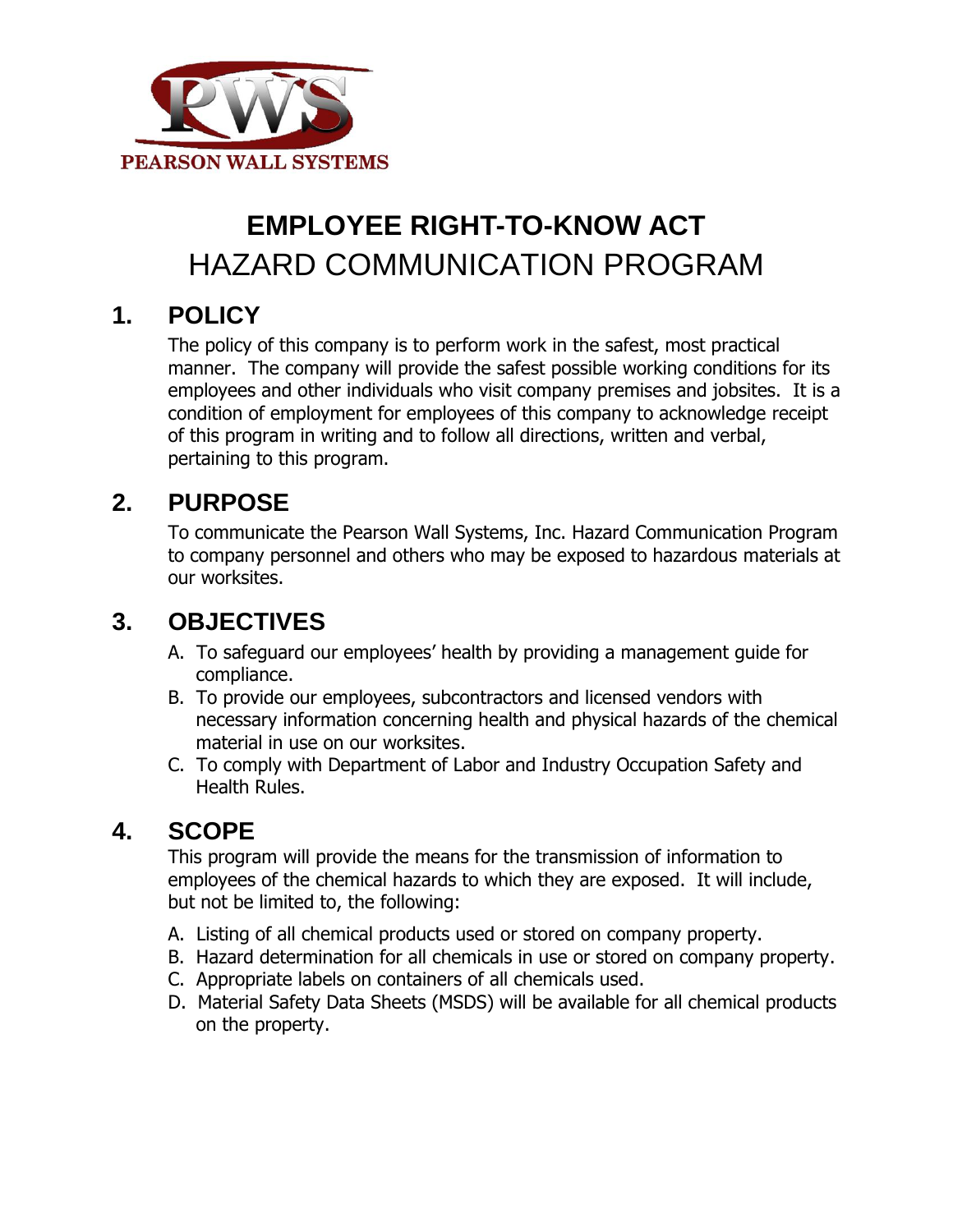PEARSON WALL SYSTEMS

# EMPLOYEE RIGHT-TO-KNOW ACT
# HAZARD COMMUNICATION PROGRAM

## 1. POLICY

The policy of this company is to perform work in the safest, most practical manner. The company will provide the safest possible working conditions for its employees and other individuals who visit company premises and jobsites. It is a condition of employment for employees of this company to acknowledge receipt of this program in writing and to follow all directions, written and verbal, pertaining to this program.

## 2. PURPOSE

To communicate the Pearson Wall Systems, Inc. Hazard Communication Program to company personnel and others who may be exposed to hazardous materials at our worksites.

## 3. OBJECTIVES

A. To safeguard our employees' health by providing a management guide for compliance.

B. To provide our employees, subcontractors and licensed vendors with necessary information concerning health and physical hazards of the chemical material in use on our worksites.

C. To comply with Department of Labor and Industry Occupation Safety and Health Rules.

## 4. SCOPE

This program will provide the means for the transmission of information to employees of the chemical hazards to which they are exposed. It will include, but not be limited to, the following:

A. Listing of all chemical products used or stored on company property.

B. Hazard determination for all chemicals in use or stored on company property.

C. Appropriate labels on containers of all chemicals used.

D. Material Safety Data Sheets (MSDS) will be available for all chemical products on the property.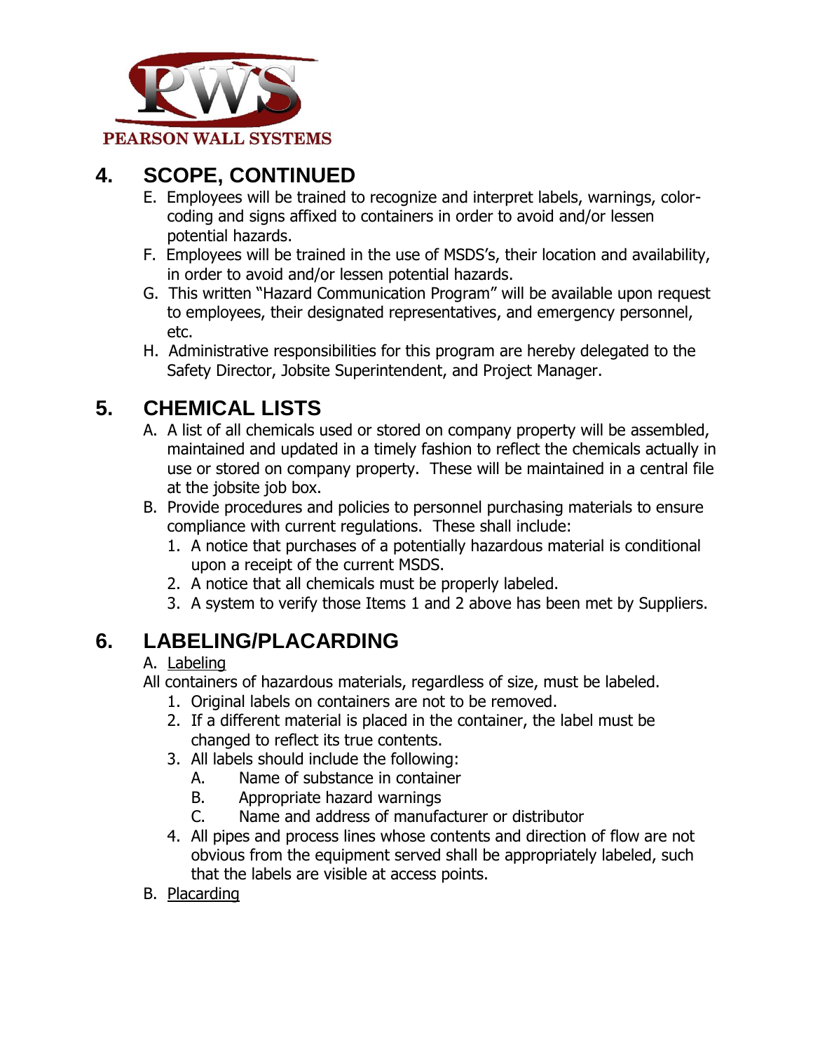## 4. SCOPE, CONTINUED

E. Employees will be trained to recognize and interpret labels, warnings, color-coding and signs affixed to containers in order to avoid and/or lessen potential hazards.

F. Employees will be trained in the use of MSDS's, their location and availability, in order to avoid and/or lessen potential hazards.

G. This written "Hazard Communication Program" will be available upon request to employees, their designated representatives, and emergency personnel, etc.

H. Administrative responsibilities for this program are hereby delegated to the Safety Director, Jobsite Superintendent, and Project Manager.

## 5. CHEMICAL LISTS

A. A list of all chemicals used or stored on company property will be assembled, maintained and updated in a timely fashion to reflect the chemicals actually in use or stored on company property. These will be maintained in a central file at the jobsite job box.

B. Provide procedures and policies to personnel purchasing materials to ensure compliance with current regulations. These shall include:

1. A notice that purchases of a potentially hazardous material is conditional upon a receipt of the current MSDS.
2. A notice that all chemicals must be properly labeled.
3. A system to verify those Items 1 and 2 above has been met by Suppliers.

## 6. LABELING/PLACARDING

A. Labeling

All containers of hazardous materials, regardless of size, must be labeled.

1. Original labels on containers are not to be removed.
2. If a different material is placed in the container, the label must be changed to reflect its true contents.
3. All labels should include the following:
   - A. Name of substance in container
   - B. Appropriate hazard warnings
   - C. Name and address of manufacturer or distributor
4. All pipes and process lines whose contents and direction of flow are not obvious from the equipment served shall be appropriately labeled, such that the labels are visible at access points.

B. Placarding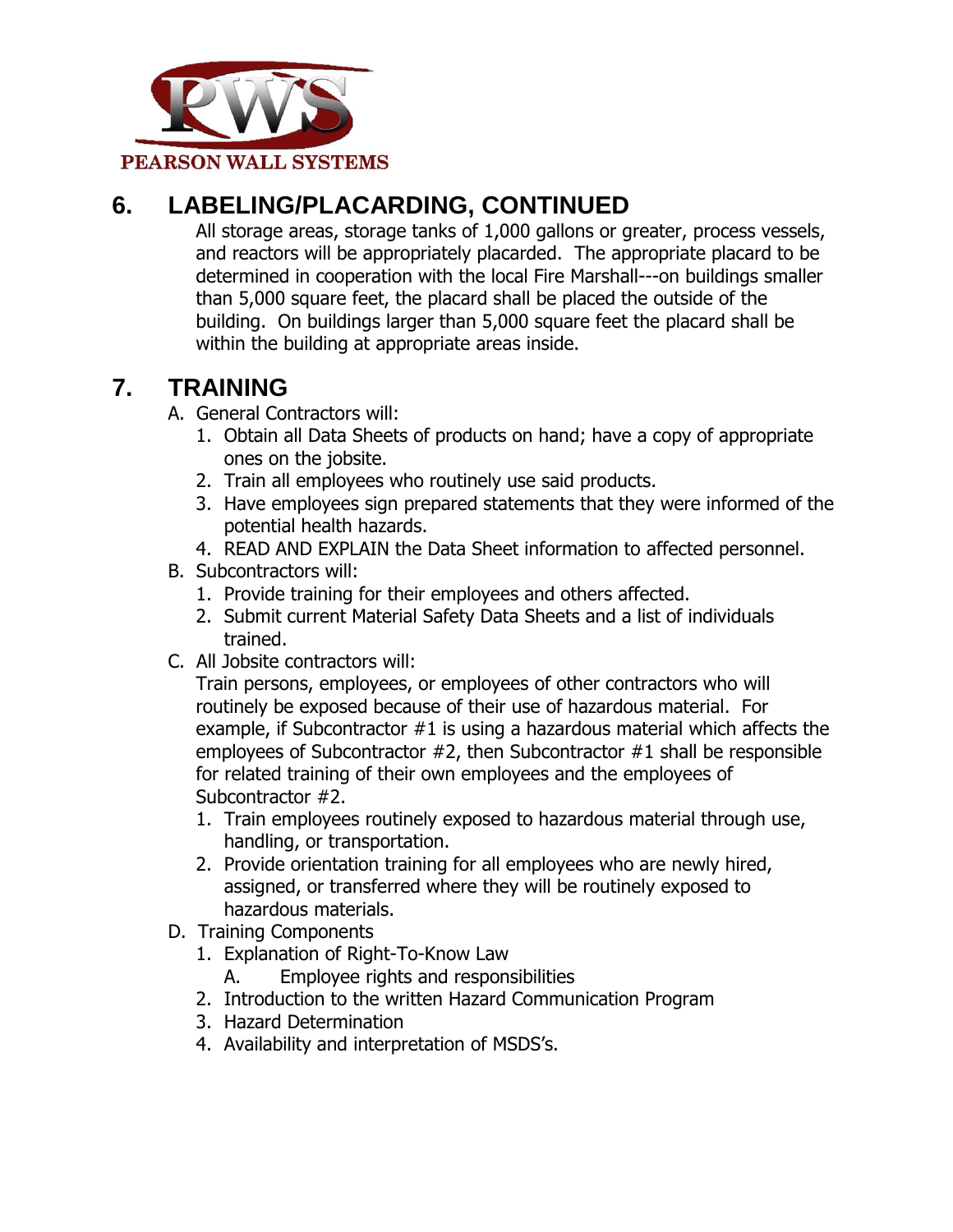## 6. LABELING/PLACARDING, CONTINUED

All storage areas, storage tanks of 1,000 gallons or greater, process vessels, and reactors will be appropriately placarded. The appropriate placard to be determined in cooperation with the local Fire Marshall---on buildings smaller than 5,000 square feet, the placard shall be placed the outside of the building. On buildings larger than 5,000 square feet the placard shall be within the building at appropriate areas inside.

## 7. TRAINING

A. General Contractors will:
   1. Obtain all Data Sheets of products on hand; have a copy of appropriate ones on the jobsite.
   2. Train all employees who routinely use said products.
   3. Have employees sign prepared statements that they were informed of the potential health hazards.
   4. READ AND EXPLAIN the Data Sheet information to affected personnel.

B. Subcontractors will:
   1. Provide training for their employees and others affected.
   2. Submit current Material Safety Data Sheets and a list of individuals trained.

C. All Jobsite contractors will:

   Train persons, employees, or employees of other contractors who will routinely be exposed because of their use of hazardous material. For example, if Subcontractor #1 is using a hazardous material which affects the employees of Subcontractor #2, then Subcontractor #1 shall be responsible for related training of their own employees and the employees of Subcontractor #2.
   1. Train employees routinely exposed to hazardous material through use, handling, or transportation.
   2. Provide orientation training for all employees who are newly hired, assigned, or transferred where they will be routinely exposed to hazardous materials.

D. Training Components
   1. Explanation of Right-To-Know Law
      A. Employee rights and responsibilities
   2. Introduction to the written Hazard Communication Program
   3. Hazard Determination
   4. Availability and interpretation of MSDS's.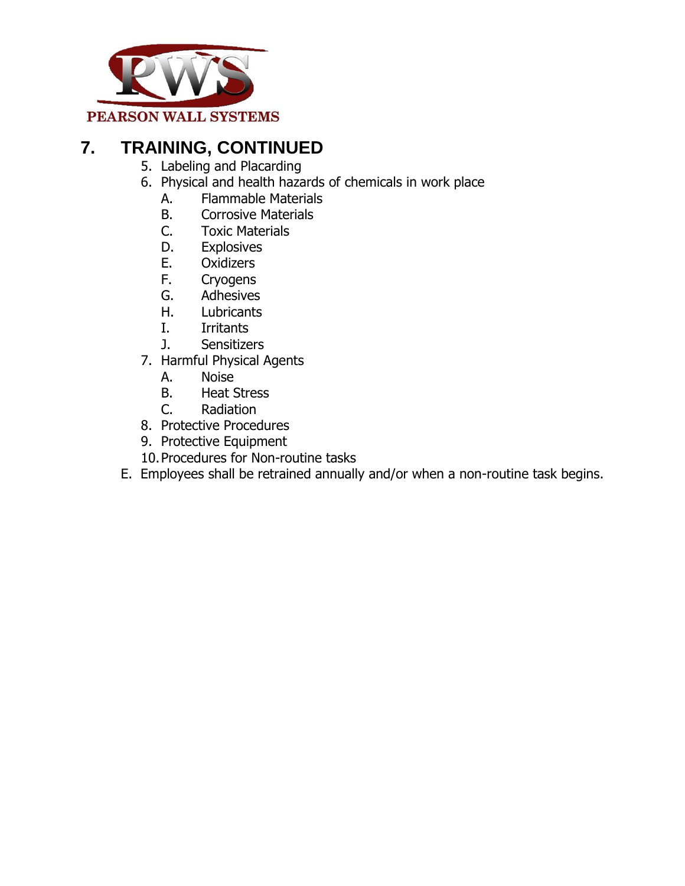## 7. TRAINING, CONTINUED

5. Labeling and Placarding
6. Physical and health hazards of chemicals in work place
   - A. Flammable Materials
   - B. Corrosive Materials
   - C. Toxic Materials
   - D. Explosives
   - E. Oxidizers
   - F. Cryogens
   - G. Adhesives
   - H. Lubricants
   - I. Irritants
   - J. Sensitizers
7. Harmful Physical Agents
   - A. Noise
   - B. Heat Stress
   - C. Radiation
8. Protective Procedures
9. Protective Equipment
10. Procedures for Non-routine tasks

E. Employees shall be retrained annually and/or when a non-routine task begins.